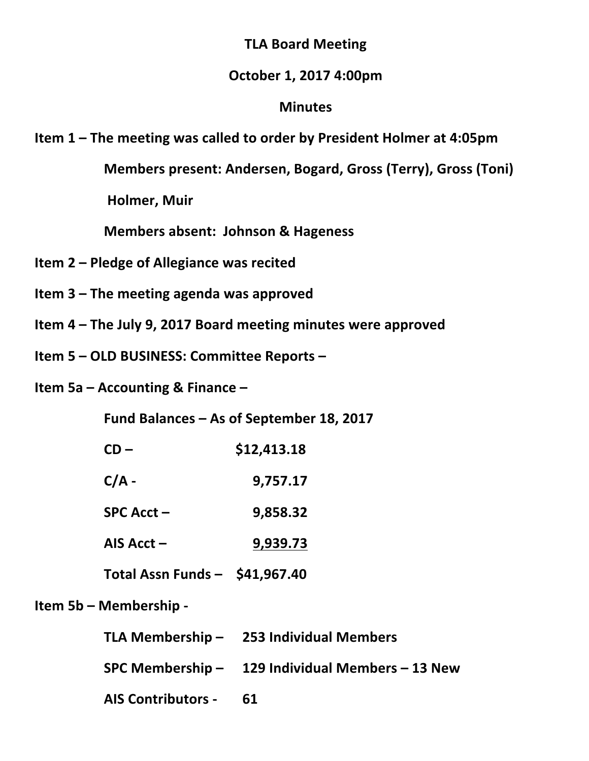**TLA Board Meeting**

**October 1, 2017 4:00pm**

**Minutes**

**Item 1 – The meeting was called to order by President Holmer at 4:05pm**

**Members present: Andersen, Bogard, Gross (Terry), Gross (Toni) Holmer, Muir**

**Members absent: Johnson & Hageness**

**Item 2 – Pledge of Allegiance was recited**

**Item 3 – The meeting agenda was approved**

**Item 4 – The July 9, 2017 Board meeting minutes were approved**

**Item 5 – OLD BUSINESS: Committee Reports –**

**Item 5a – Accounting & Finance –**

**Fund Balances – As of September 18, 2017**

| | |
|---|---|
| **CD –** | **$12,413.18** |
| **C/A -** | **9,757.17** |
| **SPC Acct –** | **9,858.32** |
| **AIS Acct –** | **9,939.73** |
| **Total Assn Funds –** | **$41,967.40** |

**Item 5b – Membership -**

| | |
|---|---|
| **TLA Membership –** | **253 Individual Members** |
| **SPC Membership –** | **129 Individual Members – 13 New** |
| **AIS Contributors -** | **61** |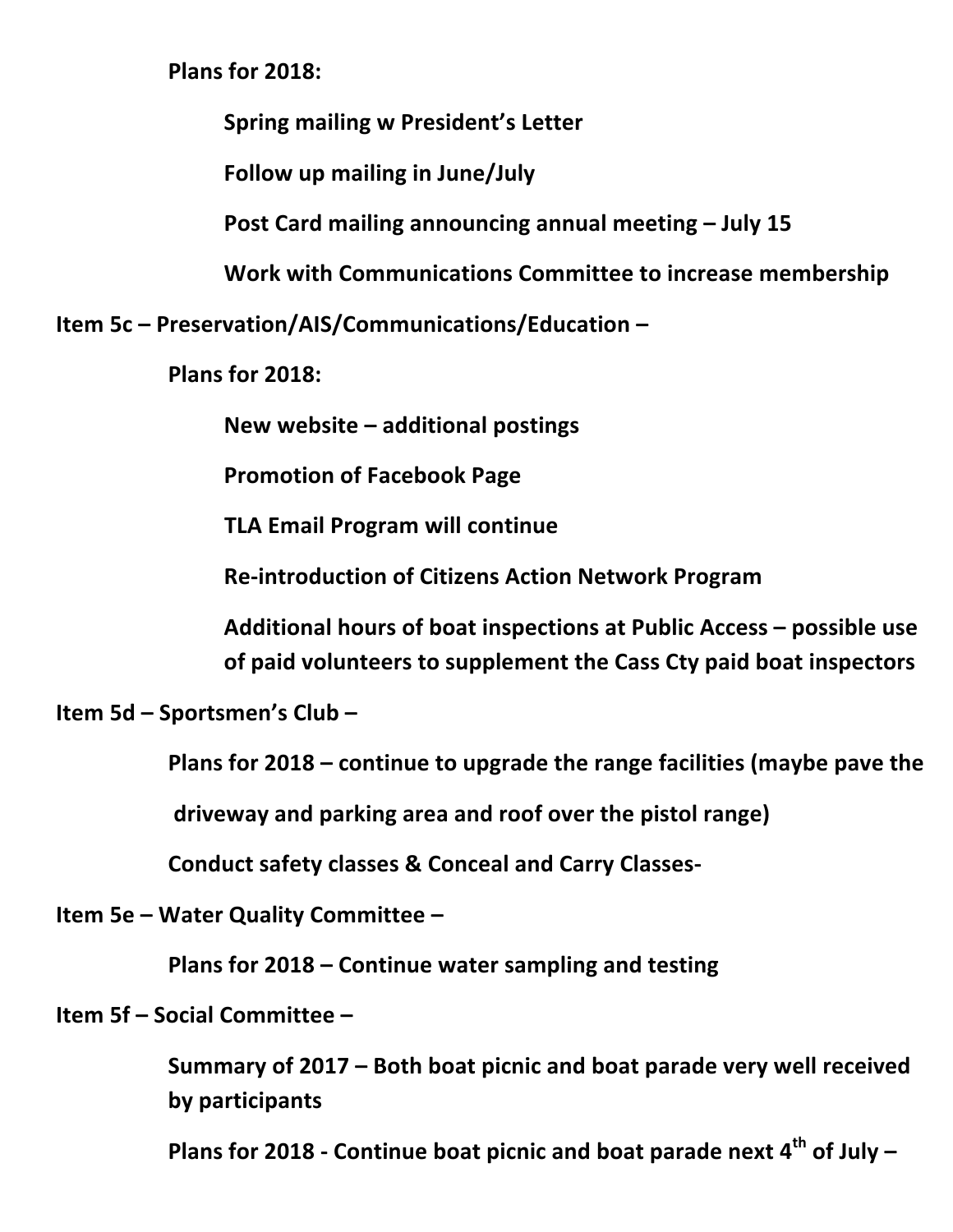**Plans for 2018:**

- **Spring mailing w President's Letter**
- **Follow up mailing in June/July**
- **Post Card mailing announcing annual meeting – July 15**
- **Work with Communications Committee to increase membership**

**Item 5c – Preservation/AIS/Communications/Education –**

**Plans for 2018:**

- **New website – additional postings**
- **Promotion of Facebook Page**
- **TLA Email Program will continue**
- **Re-introduction of Citizens Action Network Program**
- **Additional hours of boat inspections at Public Access – possible use of paid volunteers to supplement the Cass Cty paid boat inspectors**

**Item 5d – Sportsmen's Club –**

**Plans for 2018 – continue to upgrade the range facilities (maybe pave the driveway and parking area and roof over the pistol range)**

**Conduct safety classes & Conceal and Carry Classes-**

**Item 5e – Water Quality Committee –**

**Plans for 2018 – Continue water sampling and testing**

**Item 5f – Social Committee –**

**Summary of 2017 – Both boat picnic and boat parade very well received by participants**

**Plans for 2018 - Continue boat picnic and boat parade next 4th of July –**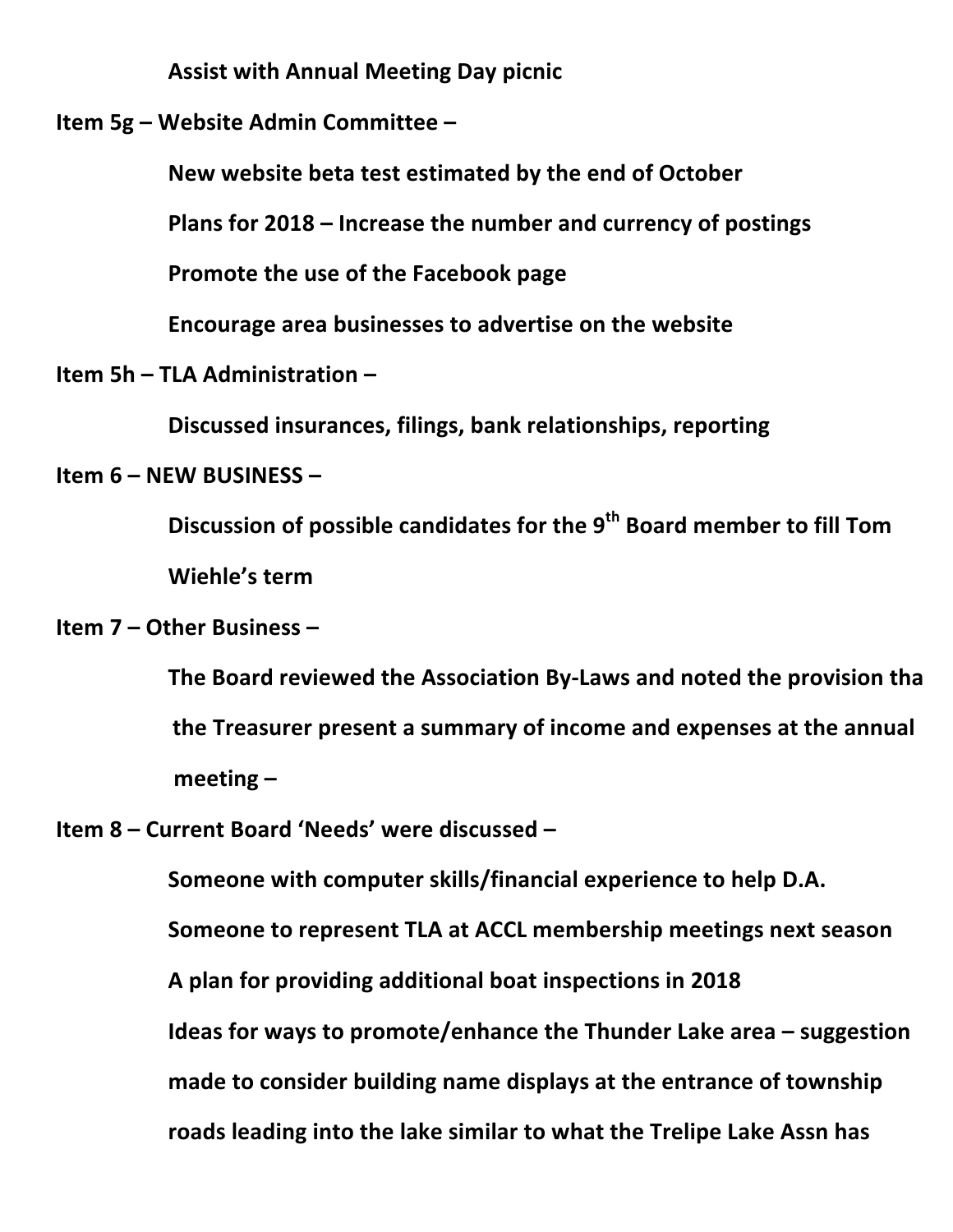**Assist with Annual Meeting Day picnic**

**Item 5g – Website Admin Committee –**

**New website beta test estimated by the end of October**

**Plans for 2018 – Increase the number and currency of postings**

**Promote the use of the Facebook page**

**Encourage area businesses to advertise on the website**

**Item 5h – TLA Administration –**

**Discussed insurances, filings, bank relationships, reporting**

**Item 6 – NEW BUSINESS –**

**Discussion of possible candidates for the 9th Board member to fill Tom Wiehle's term**

**Item 7 – Other Business –**

**The Board reviewed the Association By-Laws and noted the provision tha the Treasurer present a summary of income and expenses at the annual meeting –**

**Item 8 – Current Board 'Needs' were discussed –**

**Someone with computer skills/financial experience to help D.A.**

**Someone to represent TLA at ACCL membership meetings next season**

**A plan for providing additional boat inspections in 2018**

**Ideas for ways to promote/enhance the Thunder Lake area – suggestion made to consider building name displays at the entrance of township roads leading into the lake similar to what the Trelipe Lake Assn has**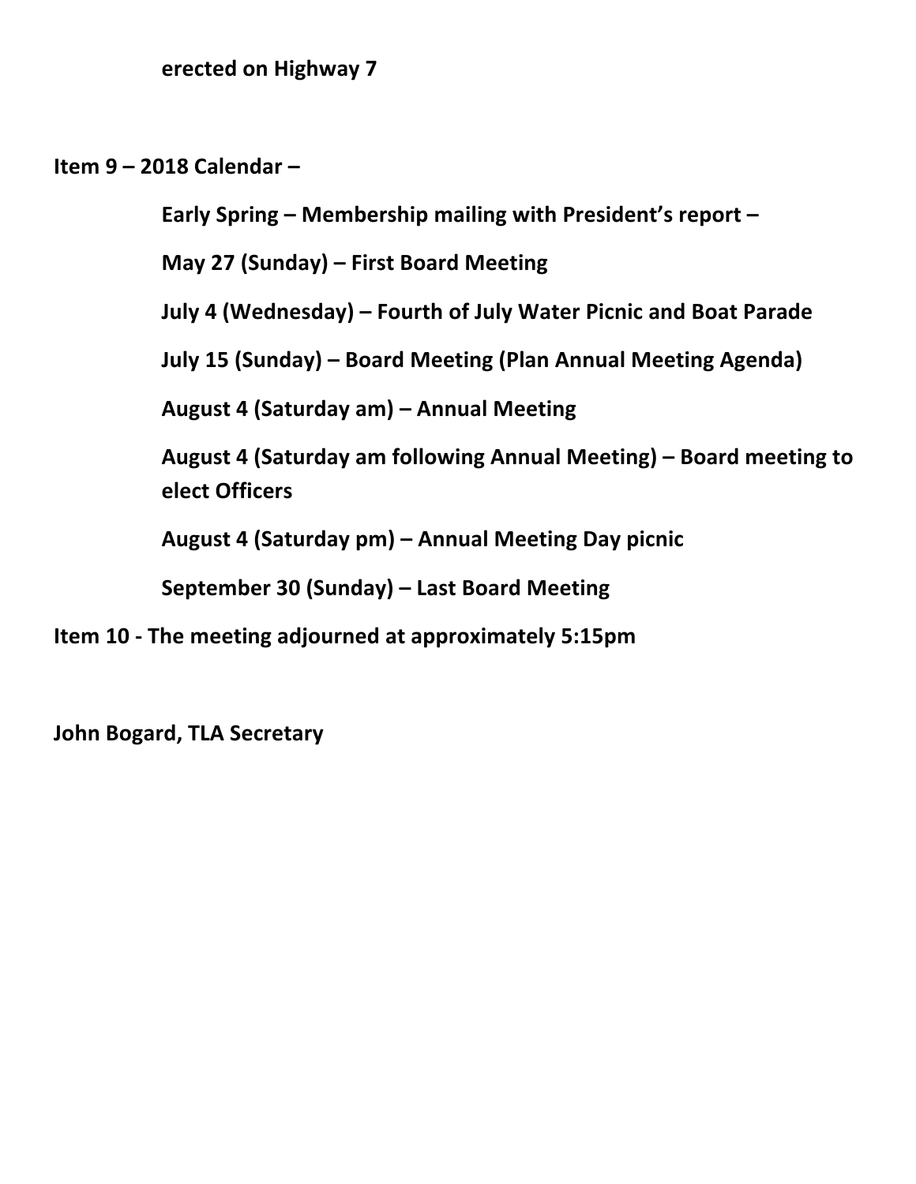**erected on Highway 7**

**Item 9 – 2018 Calendar –**

**Early Spring – Membership mailing with President's report –**

**May 27 (Sunday) – First Board Meeting**

**July 4 (Wednesday) – Fourth of July Water Picnic and Boat Parade**

**July 15 (Sunday) – Board Meeting (Plan Annual Meeting Agenda)**

**August 4 (Saturday am) – Annual Meeting**

**August 4 (Saturday am following Annual Meeting) – Board meeting to elect Officers**

**August 4 (Saturday pm) – Annual Meeting Day picnic**

**September 30 (Sunday) – Last Board Meeting**

**Item 10 - The meeting adjourned at approximately 5:15pm**

**John Bogard, TLA Secretary**